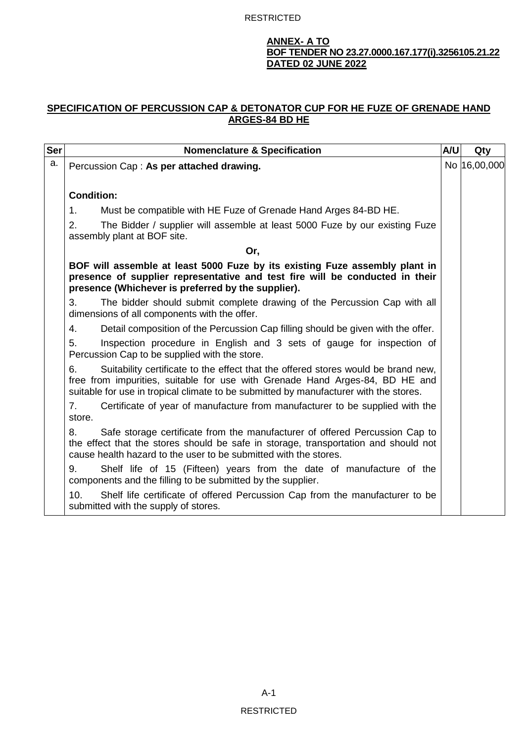**ANNEX- A TO**
**BOF TENDER NO 23.27.0000.167.177(i).3256105.21.22**
**DATED 02 JUNE 2022**

## SPECIFICATION OF PERCUSSION CAP & DETONATOR CUP FOR HE FUZE OF GRENADE HAND ARGES-84 BD HE

| Ser | Nomenclature & Specification | A/U | Qty |
|---|---|---|---|
| a. | Percussion Cap : **As per attached drawing.**<br><br>**Condition:**<br>1. Must be compatible with HE Fuze of Grenade Hand Arges 84-BD HE.<br>2. The Bidder / supplier will assemble at least 5000 Fuze by our existing Fuze assembly plant at BOF site.<br>**Or,**<br>**BOF will assemble at least 5000 Fuze by its existing Fuze assembly plant in presence of supplier representative and test fire will be conducted in their presence (Whichever is preferred by the supplier).**<br>3. The bidder should submit complete drawing of the Percussion Cap with all dimensions of all components with the offer.<br>4. Detail composition of the Percussion Cap filling should be given with the offer.<br>5. Inspection procedure in English and 3 sets of gauge for inspection of Percussion Cap to be supplied with the store.<br>6. Suitability certificate to the effect that the offered stores would be brand new, free from impurities, suitable for use with Grenade Hand Arges-84, BD HE and suitable for use in tropical climate to be submitted by manufacturer with the stores.<br>7. Certificate of year of manufacture from manufacturer to be supplied with the store.<br>8. Safe storage certificate from the manufacturer of offered Percussion Cap to the effect that the stores should be safe in storage, transportation and should not cause health hazard to the user to be submitted with the stores.<br>9. Shelf life of 15 (Fifteen) years from the date of manufacture of the components and the filling to be submitted by the supplier.<br>10. Shelf life certificate of offered Percussion Cap from the manufacturer to be submitted with the supply of stores. | No | 16,00,000 |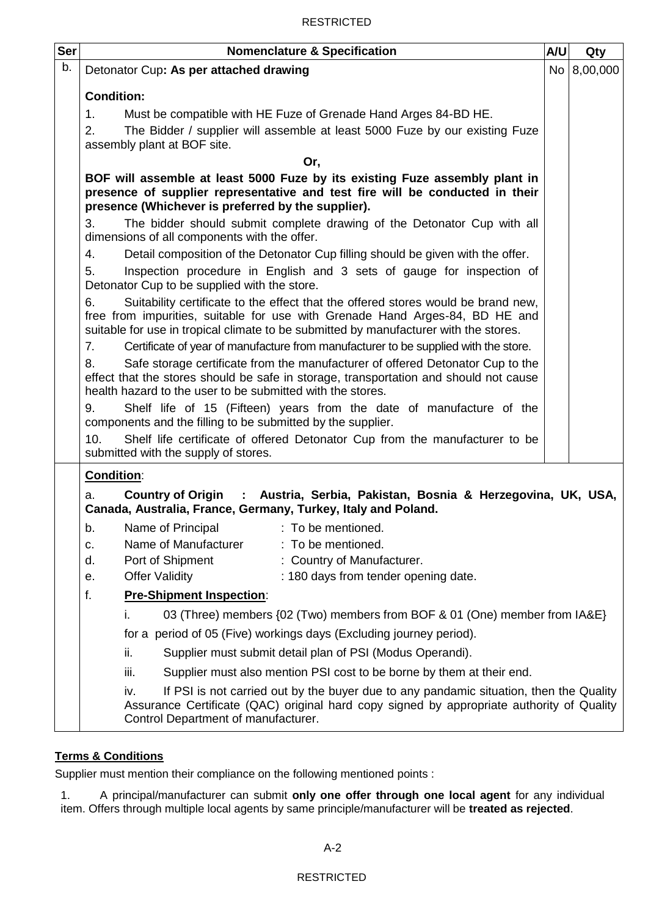| Ser | Nomenclature & Specification | A/U | Qty |
|---|---|---|---|
| b. | Detonator Cup**: As per attached drawing**<br><br>**Condition:**<br><br>1. Must be compatible with HE Fuze of Grenade Hand Arges 84-BD HE.<br>2. The Bidder / supplier will assemble at least 5000 Fuze by our existing Fuze assembly plant at BOF site.<br><br>**Or,**<br><br>**BOF will assemble at least 5000 Fuze by its existing Fuze assembly plant in presence of supplier representative and test fire will be conducted in their presence (Whichever is preferred by the supplier).**<br><br>3. The bidder should submit complete drawing of the Detonator Cup with all dimensions of all components with the offer.<br>4. Detail composition of the Detonator Cup filling should be given with the offer.<br>5. Inspection procedure in English and 3 sets of gauge for inspection of Detonator Cup to be supplied with the store.<br>6. Suitability certificate to the effect that the offered stores would be brand new, free from impurities, suitable for use with Grenade Hand Arges-84, BD HE and suitable for use in tropical climate to be submitted by manufacturer with the stores.<br>7. Certificate of year of manufacture from manufacturer to be supplied with the store.<br>8. Safe storage certificate from the manufacturer of offered Detonator Cup to the effect that the stores should be safe in storage, transportation and should not cause health hazard to the user to be submitted with the stores.<br>9. Shelf life of 15 (Fifteen) years from the date of manufacture of the components and the filling to be submitted by the supplier.<br>10. Shelf life certificate of offered Detonator Cup from the manufacturer to be submitted with the supply of stores. | No | 8,00,000 |
| | **<u>Condition</u>**:<br><br>a. **Country of Origin : Austria, Serbia, Pakistan, Bosnia & Herzegovina, UK, USA, Canada, Australia, France, Germany, Turkey, Italy and Poland.**<br><br>b. Name of Principal : To be mentioned.<br>c. Name of Manufacturer : To be mentioned.<br>d. Port of Shipment : Country of Manufacturer.<br>e. Offer Validity : 180 days from tender opening date.<br><br>f. **<u>Pre-Shipment Inspection</u>**:<br><br>i. 03 (Three) members {02 (Two) members from BOF & 01 (One) member from IA&E} for a period of 05 (Five) workings days (Excluding journey period).<br>ii. Supplier must submit detail plan of PSI (Modus Operandi).<br>iii. Supplier must also mention PSI cost to be borne by them at their end.<br>iv. If PSI is not carried out by the buyer due to any pandamic situation, then the Quality Assurance Certificate (QAC) original hard copy signed by appropriate authority of Quality Control Department of manufacturer. | | |

**<u>Terms & Conditions</u>**

Supplier must mention their compliance on the following mentioned points :

1. A principal/manufacturer can submit **only one offer through one local agent** for any individual item. Offers through multiple local agents by same principle/manufacturer will be **treated as rejected**.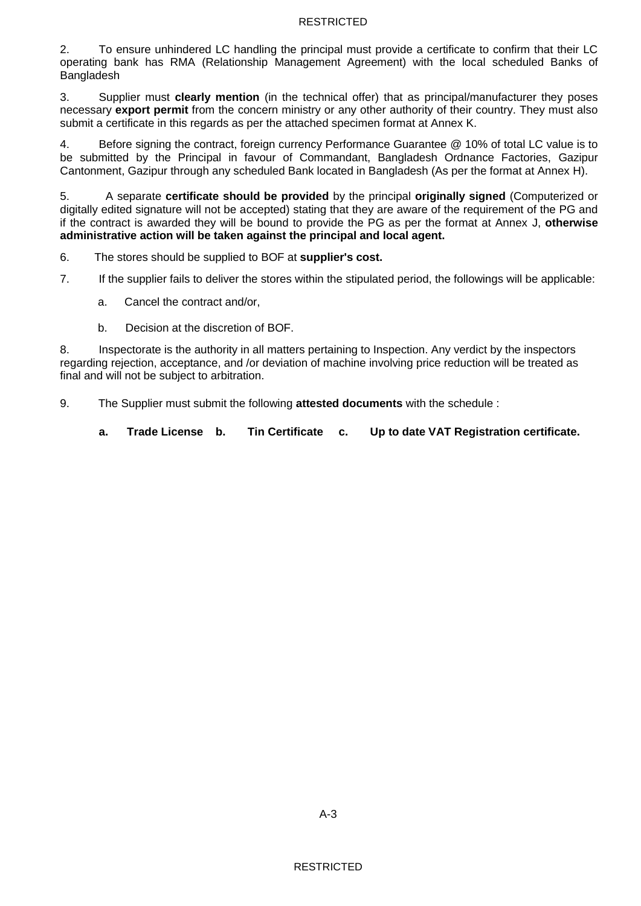2. To ensure unhindered LC handling the principal must provide a certificate to confirm that their LC operating bank has RMA (Relationship Management Agreement) with the local scheduled Banks of Bangladesh

3. Supplier must **clearly mention** (in the technical offer) that as principal/manufacturer they poses necessary **export permit** from the concern ministry or any other authority of their country. They must also submit a certificate in this regards as per the attached specimen format at Annex K.

4. Before signing the contract, foreign currency Performance Guarantee @ 10% of total LC value is to be submitted by the Principal in favour of Commandant, Bangladesh Ordnance Factories, Gazipur Cantonment, Gazipur through any scheduled Bank located in Bangladesh (As per the format at Annex H).

5. A separate **certificate should be provided** by the principal **originally signed** (Computerized or digitally edited signature will not be accepted) stating that they are aware of the requirement of the PG and if the contract is awarded they will be bound to provide the PG as per the format at Annex J, **otherwise administrative action will be taken against the principal and local agent.**

6. The stores should be supplied to BOF at **supplier's cost.**

7. If the supplier fails to deliver the stores within the stipulated period, the followings will be applicable:

   a. Cancel the contract and/or,

   b. Decision at the discretion of BOF.

8. Inspectorate is the authority in all matters pertaining to Inspection. Any verdict by the inspectors regarding rejection, acceptance, and /or deviation of machine involving price reduction will be treated as final and will not be subject to arbitration.

9. The Supplier must submit the following **attested documents** with the schedule :

   **a. Trade License b. Tin Certificate c. Up to date VAT Registration certificate.**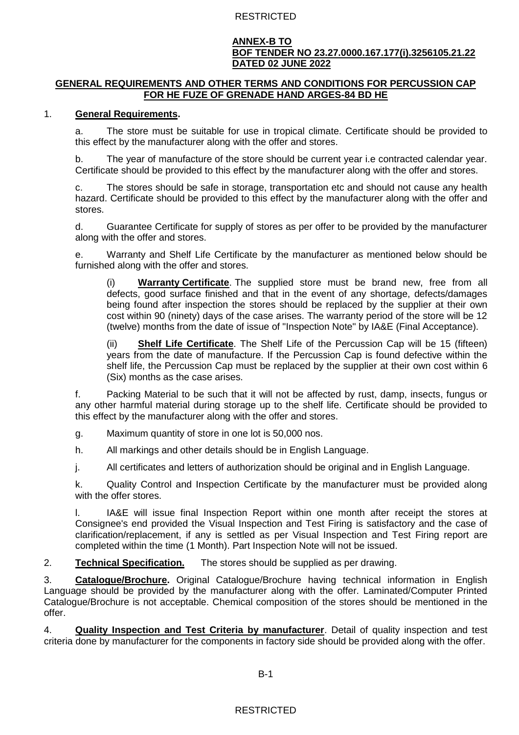**ANNEX-B TO**
**BOF TENDER NO 23.27.0000.167.177(i).3256105.21.22**
**DATED 02 JUNE 2022**

## GENERAL REQUIREMENTS AND OTHER TERMS AND CONDITIONS FOR PERCUSSION CAP FOR HE FUZE OF GRENADE HAND ARGES-84 BD HE

1. **General Requirements.**

   a. The store must be suitable for use in tropical climate. Certificate should be provided to this effect by the manufacturer along with the offer and stores.

   b. The year of manufacture of the store should be current year i.e contracted calendar year. Certificate should be provided to this effect by the manufacturer along with the offer and stores.

   c. The stores should be safe in storage, transportation etc and should not cause any health hazard. Certificate should be provided to this effect by the manufacturer along with the offer and stores.

   d. Guarantee Certificate for supply of stores as per offer to be provided by the manufacturer along with the offer and stores.

   e. Warranty and Shelf Life Certificate by the manufacturer as mentioned below should be furnished along with the offer and stores.

      (i) **Warranty Certificate**. The supplied store must be brand new, free from all defects, good surface finished and that in the event of any shortage, defects/damages being found after inspection the stores should be replaced by the supplier at their own cost within 90 (ninety) days of the case arises. The warranty period of the store will be 12 (twelve) months from the date of issue of "Inspection Note" by IA&E (Final Acceptance).

      (ii) **Shelf Life Certificate**. The Shelf Life of the Percussion Cap will be 15 (fifteen) years from the date of manufacture. If the Percussion Cap is found defective within the shelf life, the Percussion Cap must be replaced by the supplier at their own cost within 6 (Six) months as the case arises.

   f. Packing Material to be such that it will not be affected by rust, damp, insects, fungus or any other harmful material during storage up to the shelf life. Certificate should be provided to this effect by the manufacturer along with the offer and stores.

   g. Maximum quantity of store in one lot is 50,000 nos.

   h. All markings and other details should be in English Language.

   j. All certificates and letters of authorization should be original and in English Language.

   k. Quality Control and Inspection Certificate by the manufacturer must be provided along with the offer stores.

   l. IA&E will issue final Inspection Report within one month after receipt the stores at Consignee's end provided the Visual Inspection and Test Firing is satisfactory and the case of clarification/replacement, if any is settled as per Visual Inspection and Test Firing report are completed within the time (1 Month). Part Inspection Note will not be issued.

2. **Technical Specification.** The stores should be supplied as per drawing.

3. **Catalogue/Brochure.** Original Catalogue/Brochure having technical information in English Language should be provided by the manufacturer along with the offer. Laminated/Computer Printed Catalogue/Brochure is not acceptable. Chemical composition of the stores should be mentioned in the offer.

4. **Quality Inspection and Test Criteria by manufacturer**. Detail of quality inspection and test criteria done by manufacturer for the components in factory side should be provided along with the offer.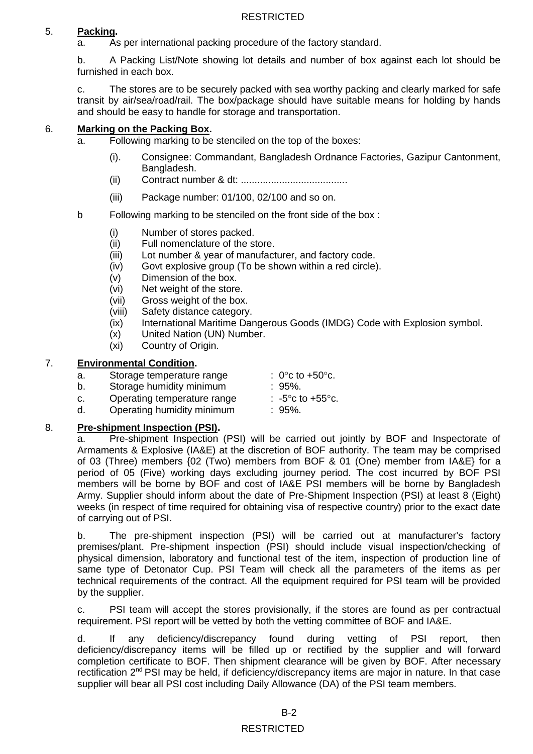5. **Packing.**

a. As per international packing procedure of the factory standard.

b. A Packing List/Note showing lot details and number of box against each lot should be furnished in each box.

c. The stores are to be securely packed with sea worthy packing and clearly marked for safe transit by air/sea/road/rail. The box/package should have suitable means for holding by hands and should be easy to handle for storage and transportation.

6. **Marking on the Packing Box.**

a. Following marking to be stenciled on the top of the boxes:

(i). Consignee: Commandant, Bangladesh Ordnance Factories, Gazipur Cantonment, Bangladesh.

(ii) Contract number & dt: .......................................

(iii) Package number: 01/100, 02/100 and so on.

b Following marking to be stenciled on the front side of the box :

(i) Number of stores packed.
(ii) Full nomenclature of the store.
(iii) Lot number & year of manufacturer, and factory code.
(iv) Govt explosive group (To be shown within a red circle).
(v) Dimension of the box.
(vi) Net weight of the store.
(vii) Gross weight of the box.
(viii) Safety distance category.
(ix) International Maritime Dangerous Goods (IMDG) Code with Explosion symbol.
(x) United Nation (UN) Number.
(xi) Country of Origin.

7. **Environmental Condition.**

a. Storage temperature range : 0°c to +50°c.
b. Storage humidity minimum : 95%.
c. Operating temperature range : -5°c to +55°c.
d. Operating humidity minimum : 95%.

8. **Pre-shipment Inspection (PSI).**

a. Pre-shipment Inspection (PSI) will be carried out jointly by BOF and Inspectorate of Armaments & Explosive (IA&E) at the discretion of BOF authority. The team may be comprised of 03 (Three) members {02 (Two) members from BOF & 01 (One) member from IA&E} for a period of 05 (Five) working days excluding journey period. The cost incurred by BOF PSI members will be borne by BOF and cost of IA&E PSI members will be borne by Bangladesh Army. Supplier should inform about the date of Pre-Shipment Inspection (PSI) at least 8 (Eight) weeks (in respect of time required for obtaining visa of respective country) prior to the exact date of carrying out of PSI.

b. The pre-shipment inspection (PSI) will be carried out at manufacturer's factory premises/plant. Pre-shipment inspection (PSI) should include visual inspection/checking of physical dimension, laboratory and functional test of the item, inspection of production line of same type of Detonator Cup. PSI Team will check all the parameters of the items as per technical requirements of the contract. All the equipment required for PSI team will be provided by the supplier.

c. PSI team will accept the stores provisionally, if the stores are found as per contractual requirement. PSI report will be vetted by both the vetting committee of BOF and IA&E.

d. If any deficiency/discrepancy found during vetting of PSI report, then deficiency/discrepancy items will be filled up or rectified by the supplier and will forward completion certificate to BOF. Then shipment clearance will be given by BOF. After necessary rectification 2nd PSI may be held, if deficiency/discrepancy items are major in nature. In that case supplier will bear all PSI cost including Daily Allowance (DA) of the PSI team members.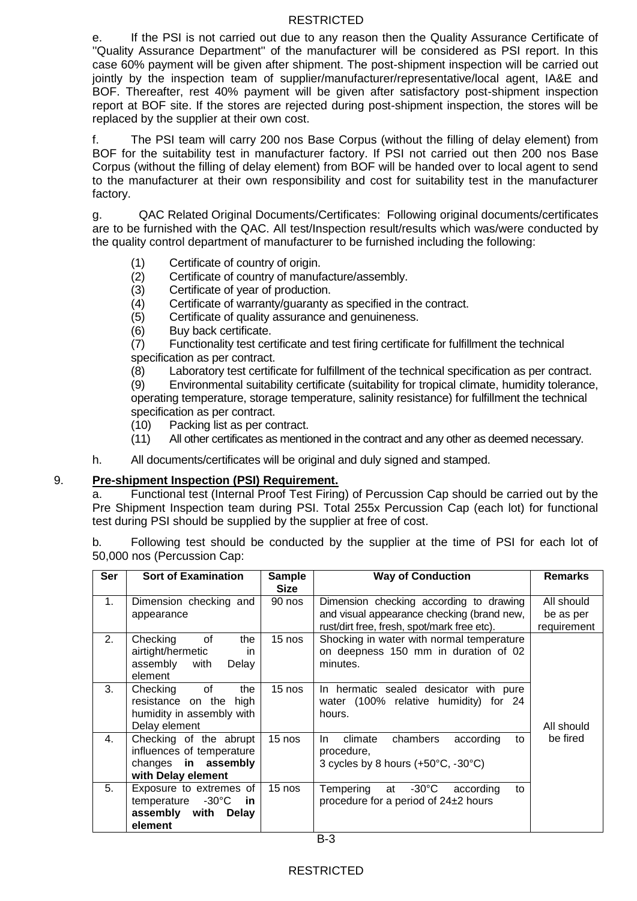e. If the PSI is not carried out due to any reason then the Quality Assurance Certificate of "Quality Assurance Department" of the manufacturer will be considered as PSI report. In this case 60% payment will be given after shipment. The post-shipment inspection will be carried out jointly by the inspection team of supplier/manufacturer/representative/local agent, IA&E and BOF. Thereafter, rest 40% payment will be given after satisfactory post-shipment inspection report at BOF site. If the stores are rejected during post-shipment inspection, the stores will be replaced by the supplier at their own cost.

f. The PSI team will carry 200 nos Base Corpus (without the filling of delay element) from BOF for the suitability test in manufacturer factory. If PSI not carried out then 200 nos Base Corpus (without the filling of delay element) from BOF will be handed over to local agent to send to the manufacturer at their own responsibility and cost for suitability test in the manufacturer factory.

g. QAC Related Original Documents/Certificates: Following original documents/certificates are to be furnished with the QAC. All test/Inspection result/results which was/were conducted by the quality control department of manufacturer to be furnished including the following:

(1) Certificate of country of origin.
(2) Certificate of country of manufacture/assembly.
(3) Certificate of year of production.
(4) Certificate of warranty/guaranty as specified in the contract.
(5) Certificate of quality assurance and genuineness.
(6) Buy back certificate.
(7) Functionality test certificate and test firing certificate for fulfillment the technical specification as per contract.
(8) Laboratory test certificate for fulfillment of the technical specification as per contract.
(9) Environmental suitability certificate (suitability for tropical climate, humidity tolerance, operating temperature, storage temperature, salinity resistance) for fulfillment the technical specification as per contract.
(10) Packing list as per contract.
(11) All other certificates as mentioned in the contract and any other as deemed necessary.

h. All documents/certificates will be original and duly signed and stamped.

9. **Pre-shipment Inspection (PSI) Requirement.**

a. Functional test (Internal Proof Test Firing) of Percussion Cap should be carried out by the Pre Shipment Inspection team during PSI. Total 255x Percussion Cap (each lot) for functional test during PSI should be supplied by the supplier at free of cost.

b. Following test should be conducted by the supplier at the time of PSI for each lot of 50,000 nos (Percussion Cap:

| Ser | Sort of Examination | Sample Size | Way of Conduction | Remarks |
|---|---|---|---|---|
| 1. | Dimension checking and appearance | 90 nos | Dimension checking according to drawing and visual appearance checking (brand new, rust/dirt free, fresh, spot/mark free etc). | All should be as per requirement |
| 2. | Checking of the airtight/hermetic in assembly with Delay element | 15 nos | Shocking in water with normal temperature on deepness 150 mm in duration of 02 minutes. | All should be fired |
| 3. | Checking of the resistance on the high humidity in assembly with Delay element | 15 nos | In hermatic sealed desicator with pure water (100% relative humidity) for 24 hours. | |
| 4. | Checking of the abrupt influences of temperature changes **in assembly with Delay element** | 15 nos | In climate chambers according to procedure, 3 cycles by 8 hours (+50°C, -30°C) | |
| 5. | Exposure to extremes of temperature -30°C **in assembly with Delay element** | 15 nos | Tempering at -30°C according to procedure for a period of 24±2 hours | |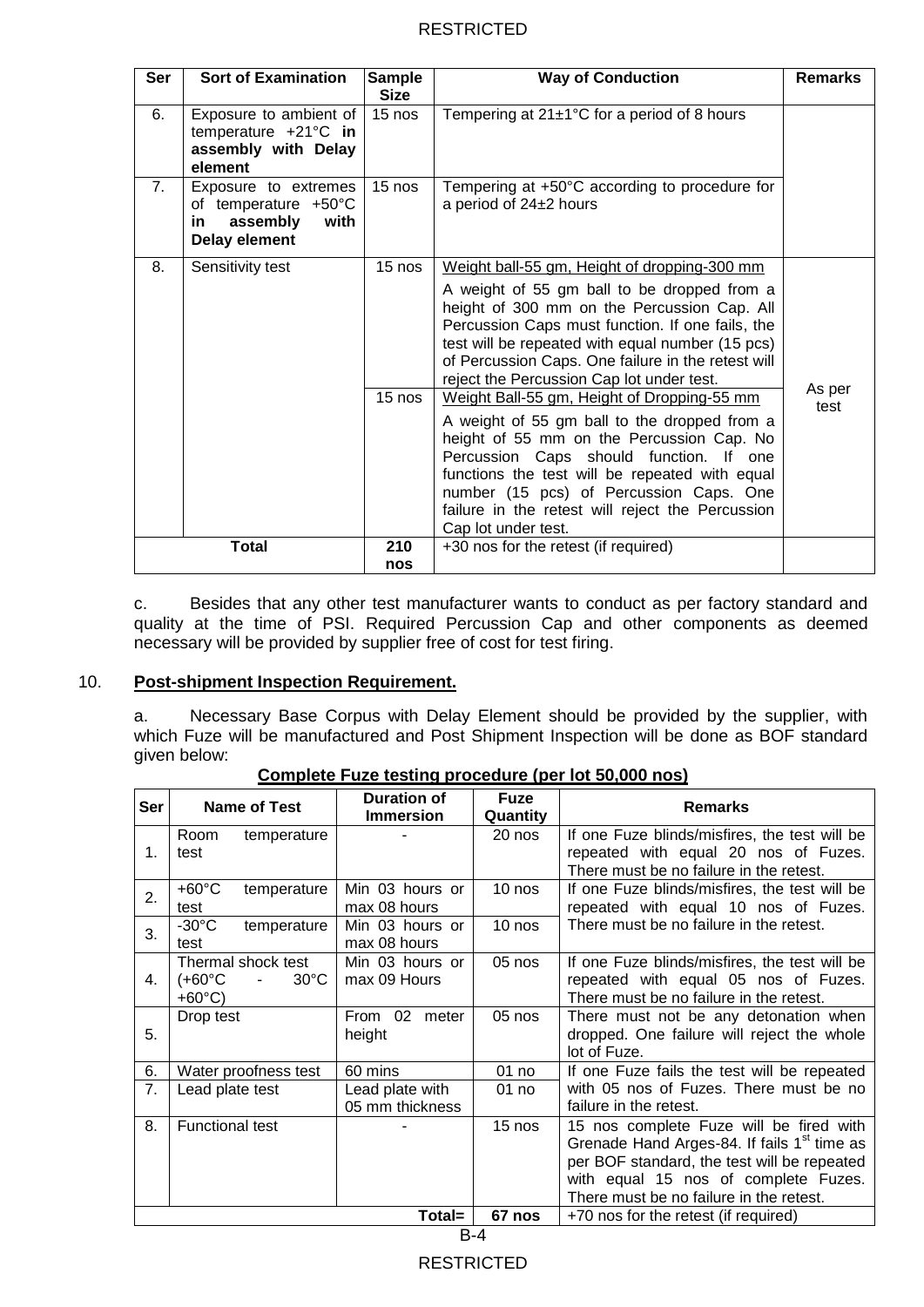| Ser | Sort of Examination | Sample Size | Way of Conduction | Remarks |
|---|---|---|---|---|
| 6. | Exposure to ambient of temperature +21°C **in assembly with Delay element** | 15 nos | Tempering at 21±1°C for a period of 8 hours | |
| 7. | Exposure to extremes of temperature +50°C **in assembly with Delay element** | 15 nos | Tempering at +50°C according to procedure for a period of 24±2 hours | |
| 8. | Sensitivity test | 15 nos | <u>Weight ball-55 gm, Height of dropping-300 mm</u><br><br>A weight of 55 gm ball to be dropped from a height of 300 mm on the Percussion Cap. All Percussion Caps must function. If one fails, the test will be repeated with equal number (15 pcs) of Percussion Caps. One failure in the retest will reject the Percussion Cap lot under test. | As per test |
| | | 15 nos | <u>Weight Ball-55 gm, Height of Dropping-55 mm</u><br><br>A weight of 55 gm ball to the dropped from a height of 55 mm on the Percussion Cap. No Percussion Caps should function. If one functions the test will be repeated with equal number (15 pcs) of Percussion Caps. One failure in the retest will reject the Percussion Cap lot under test. | |
| **Total** | | **210 nos** | +30 nos for the retest (if required) | |

c. Besides that any other test manufacturer wants to conduct as per factory standard and quality at the time of PSI. Required Percussion Cap and other components as deemed necessary will be provided by supplier free of cost for test firing.

10. **<u>Post-shipment Inspection Requirement.</u>**

a. Necessary Base Corpus with Delay Element should be provided by the supplier, with which Fuze will be manufactured and Post Shipment Inspection will be done as BOF standard given below:

**<u>Complete Fuze testing procedure (per lot 50,000 nos)</u>**

| Ser | Name of Test | Duration of Immersion | Fuze Quantity | Remarks |
|---|---|---|---|---|
| 1. | Room temperature test | - | 20 nos | If one Fuze blinds/misfires, the test will be repeated with equal 20 nos of Fuzes. There must be no failure in the retest. |
| 2. | +60°C temperature test | Min 03 hours or max 08 hours | 10 nos | If one Fuze blinds/misfires, the test will be repeated with equal 10 nos of Fuzes. There must be no failure in the retest. |
| 3. | -30°C temperature test | Min 03 hours or max 08 hours | 10 nos | |
| 4. | Thermal shock test (+60°C - 30°C +60°C) | Min 03 hours or max 09 Hours | 05 nos | If one Fuze blinds/misfires, the test will be repeated with equal 05 nos of Fuzes. There must be no failure in the retest. |
| 5. | Drop test | From 02 meter height | 05 nos | There must not be any detonation when dropped. One failure will reject the whole lot of Fuze. |
| 6. | Water proofness test | 60 mins | 01 no | If one Fuze fails the test will be repeated with 05 nos of Fuzes. There must be no failure in the retest. |
| 7. | Lead plate test | Lead plate with 05 mm thickness | 01 no | |
| 8. | Functional test | - | 15 nos | 15 nos complete Fuze will be fired with Grenade Hand Arges-84. If fails 1st time as per BOF standard, the test will be repeated with equal 15 nos of complete Fuzes. There must be no failure in the retest. |
| | | **Total=** | **67 nos** | +70 nos for the retest (if required) |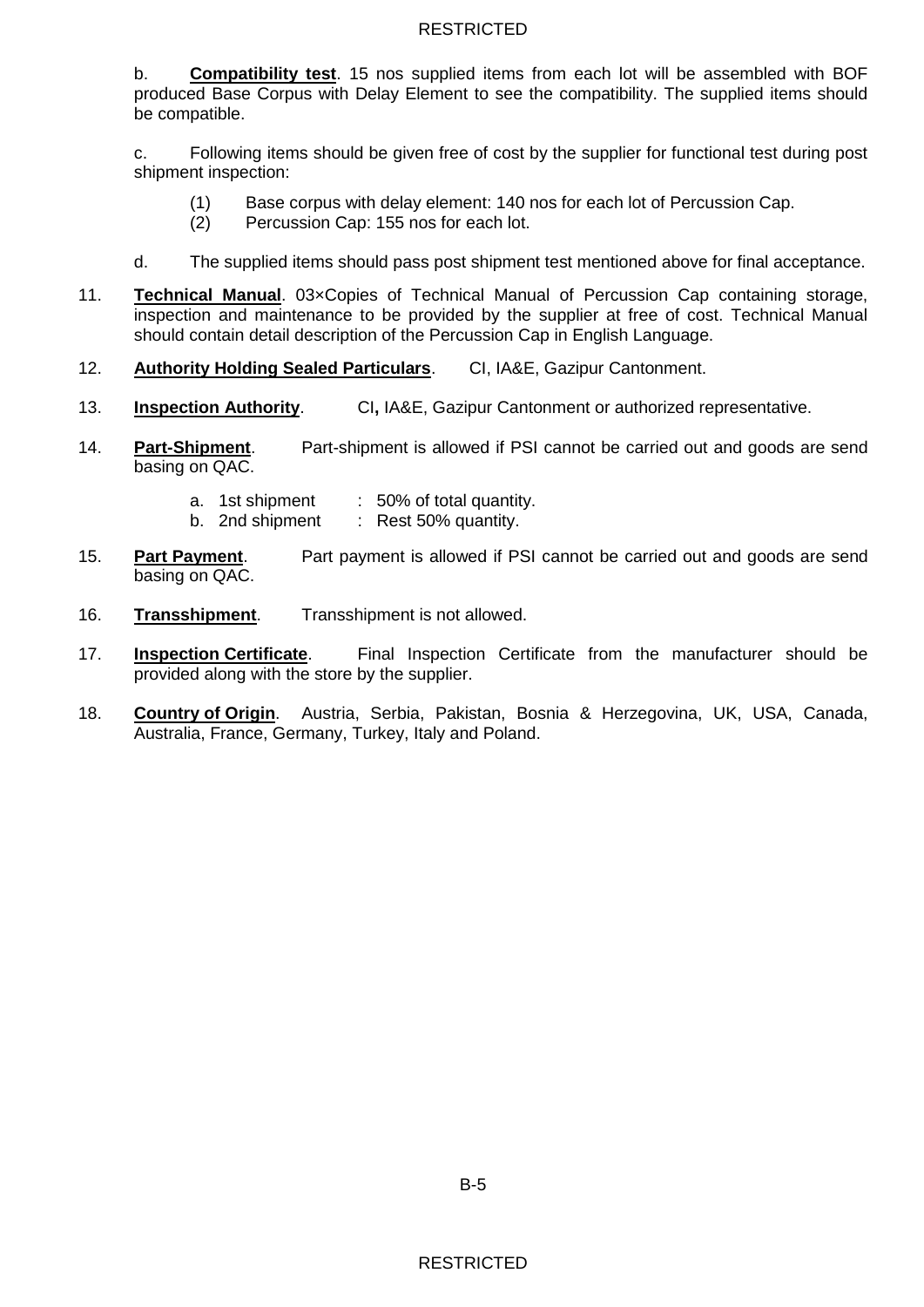b. **Compatibility test**. 15 nos supplied items from each lot will be assembled with BOF produced Base Corpus with Delay Element to see the compatibility. The supplied items should be compatible.

c. Following items should be given free of cost by the supplier for functional test during post shipment inspection:

(1) Base corpus with delay element: 140 nos for each lot of Percussion Cap.
(2) Percussion Cap: 155 nos for each lot.

d. The supplied items should pass post shipment test mentioned above for final acceptance.

11. **Technical Manual**. 03×Copies of Technical Manual of Percussion Cap containing storage, inspection and maintenance to be provided by the supplier at free of cost. Technical Manual should contain detail description of the Percussion Cap in English Language.

12. **Authority Holding Sealed Particulars**. CI, IA&E, Gazipur Cantonment.

13. **Inspection Authority**. CI**,** IA&E, Gazipur Cantonment or authorized representative.

14. **Part-Shipment**. Part-shipment is allowed if PSI cannot be carried out and goods are send basing on QAC.

a. 1st shipment : 50% of total quantity.
b. 2nd shipment : Rest 50% quantity.

15. **Part Payment**. Part payment is allowed if PSI cannot be carried out and goods are send basing on QAC.

16. **Transshipment**. Transshipment is not allowed.

17. **Inspection Certificate**. Final Inspection Certificate from the manufacturer should be provided along with the store by the supplier.

18. **Country of Origin**. Austria, Serbia, Pakistan, Bosnia & Herzegovina, UK, USA, Canada, Australia, France, Germany, Turkey, Italy and Poland.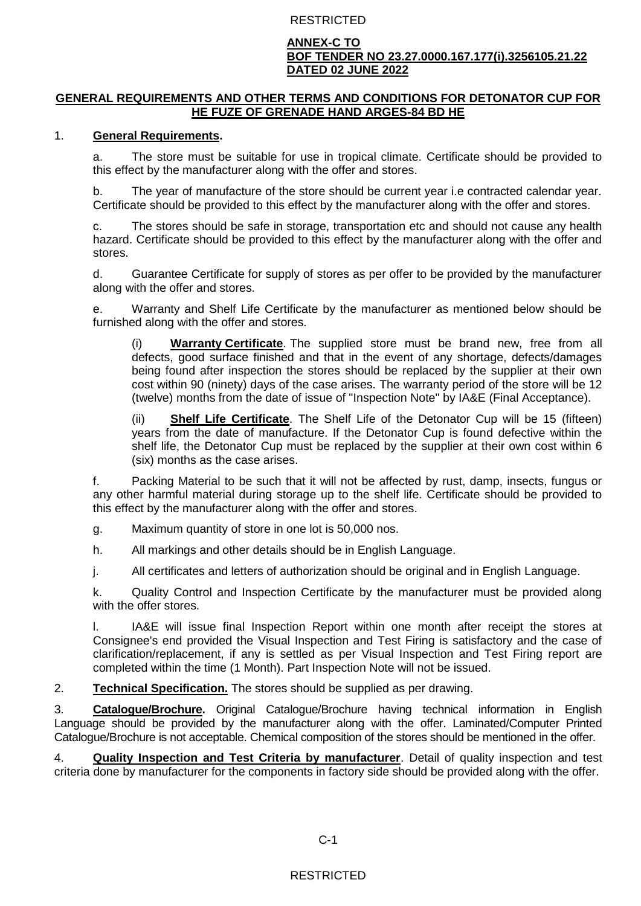**ANNEX-C TO**
**BOF TENDER NO 23.27.0000.167.177(i).3256105.21.22**
**DATED 02 JUNE 2022**

## GENERAL REQUIREMENTS AND OTHER TERMS AND CONDITIONS FOR DETONATOR CUP FOR HE FUZE OF GRENADE HAND ARGES-84 BD HE

1. **General Requirements.**

   a. The store must be suitable for use in tropical climate. Certificate should be provided to this effect by the manufacturer along with the offer and stores.

   b. The year of manufacture of the store should be current year i.e contracted calendar year. Certificate should be provided to this effect by the manufacturer along with the offer and stores.

   c. The stores should be safe in storage, transportation etc and should not cause any health hazard. Certificate should be provided to this effect by the manufacturer along with the offer and stores.

   d. Guarantee Certificate for supply of stores as per offer to be provided by the manufacturer along with the offer and stores.

   e. Warranty and Shelf Life Certificate by the manufacturer as mentioned below should be furnished along with the offer and stores.

      (i) **Warranty Certificate**. The supplied store must be brand new, free from all defects, good surface finished and that in the event of any shortage, defects/damages being found after inspection the stores should be replaced by the supplier at their own cost within 90 (ninety) days of the case arises. The warranty period of the store will be 12 (twelve) months from the date of issue of "Inspection Note" by IA&E (Final Acceptance).

      (ii) **Shelf Life Certificate**. The Shelf Life of the Detonator Cup will be 15 (fifteen) years from the date of manufacture. If the Detonator Cup is found defective within the shelf life, the Detonator Cup must be replaced by the supplier at their own cost within 6 (six) months as the case arises.

   f. Packing Material to be such that it will not be affected by rust, damp, insects, fungus or any other harmful material during storage up to the shelf life. Certificate should be provided to this effect by the manufacturer along with the offer and stores.

   g. Maximum quantity of store in one lot is 50,000 nos.

   h. All markings and other details should be in English Language.

   j. All certificates and letters of authorization should be original and in English Language.

   k. Quality Control and Inspection Certificate by the manufacturer must be provided along with the offer stores.

   l. IA&E will issue final Inspection Report within one month after receipt the stores at Consignee's end provided the Visual Inspection and Test Firing is satisfactory and the case of clarification/replacement, if any is settled as per Visual Inspection and Test Firing report are completed within the time (1 Month). Part Inspection Note will not be issued.

2. **Technical Specification.** The stores should be supplied as per drawing.

3. **Catalogue/Brochure.** Original Catalogue/Brochure having technical information in English Language should be provided by the manufacturer along with the offer. Laminated/Computer Printed Catalogue/Brochure is not acceptable. Chemical composition of the stores should be mentioned in the offer.

4. **Quality Inspection and Test Criteria by manufacturer**. Detail of quality inspection and test criteria done by manufacturer for the components in factory side should be provided along with the offer.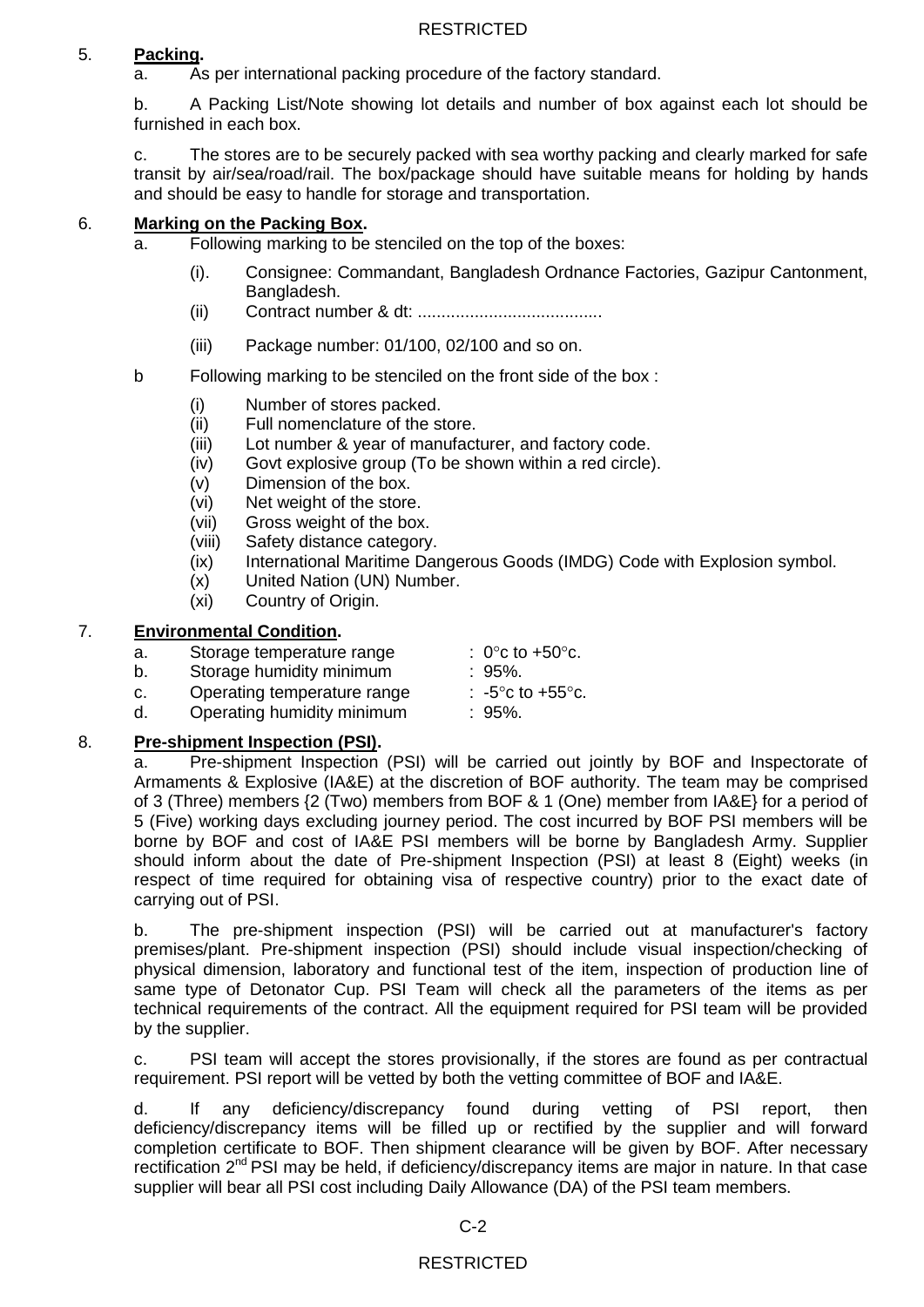5. **Packing.**

a. As per international packing procedure of the factory standard.

b. A Packing List/Note showing lot details and number of box against each lot should be furnished in each box.

c. The stores are to be securely packed with sea worthy packing and clearly marked for safe transit by air/sea/road/rail. The box/package should have suitable means for holding by hands and should be easy to handle for storage and transportation.

6. **Marking on the Packing Box.**

a. Following marking to be stenciled on the top of the boxes:

(i). Consignee: Commandant, Bangladesh Ordnance Factories, Gazipur Cantonment, Bangladesh.

(ii) Contract number & dt: .......................................

(iii) Package number: 01/100, 02/100 and so on.

b Following marking to be stenciled on the front side of the box :

(i) Number of stores packed.
(ii) Full nomenclature of the store.
(iii) Lot number & year of manufacturer, and factory code.
(iv) Govt explosive group (To be shown within a red circle).
(v) Dimension of the box.
(vi) Net weight of the store.
(vii) Gross weight of the box.
(viii) Safety distance category.
(ix) International Maritime Dangerous Goods (IMDG) Code with Explosion symbol.
(x) United Nation (UN) Number.
(xi) Country of Origin.

7. **Environmental Condition.**

a. Storage temperature range : 0°c to +50°c.
b. Storage humidity minimum : 95%.
c. Operating temperature range : -5°c to +55°c.
d. Operating humidity minimum : 95%.

8. **Pre-shipment Inspection (PSI).**

a. Pre-shipment Inspection (PSI) will be carried out jointly by BOF and Inspectorate of Armaments & Explosive (IA&E) at the discretion of BOF authority. The team may be comprised of 3 (Three) members {2 (Two) members from BOF & 1 (One) member from IA&E} for a period of 5 (Five) working days excluding journey period. The cost incurred by BOF PSI members will be borne by BOF and cost of IA&E PSI members will be borne by Bangladesh Army. Supplier should inform about the date of Pre-shipment Inspection (PSI) at least 8 (Eight) weeks (in respect of time required for obtaining visa of respective country) prior to the exact date of carrying out of PSI.

b. The pre-shipment inspection (PSI) will be carried out at manufacturer's factory premises/plant. Pre-shipment inspection (PSI) should include visual inspection/checking of physical dimension, laboratory and functional test of the item, inspection of production line of same type of Detonator Cup. PSI Team will check all the parameters of the items as per technical requirements of the contract. All the equipment required for PSI team will be provided by the supplier.

c. PSI team will accept the stores provisionally, if the stores are found as per contractual requirement. PSI report will be vetted by both the vetting committee of BOF and IA&E.

d. If any deficiency/discrepancy found during vetting of PSI report, then deficiency/discrepancy items will be filled up or rectified by the supplier and will forward completion certificate to BOF. Then shipment clearance will be given by BOF. After necessary rectification 2nd PSI may be held, if deficiency/discrepancy items are major in nature. In that case supplier will bear all PSI cost including Daily Allowance (DA) of the PSI team members.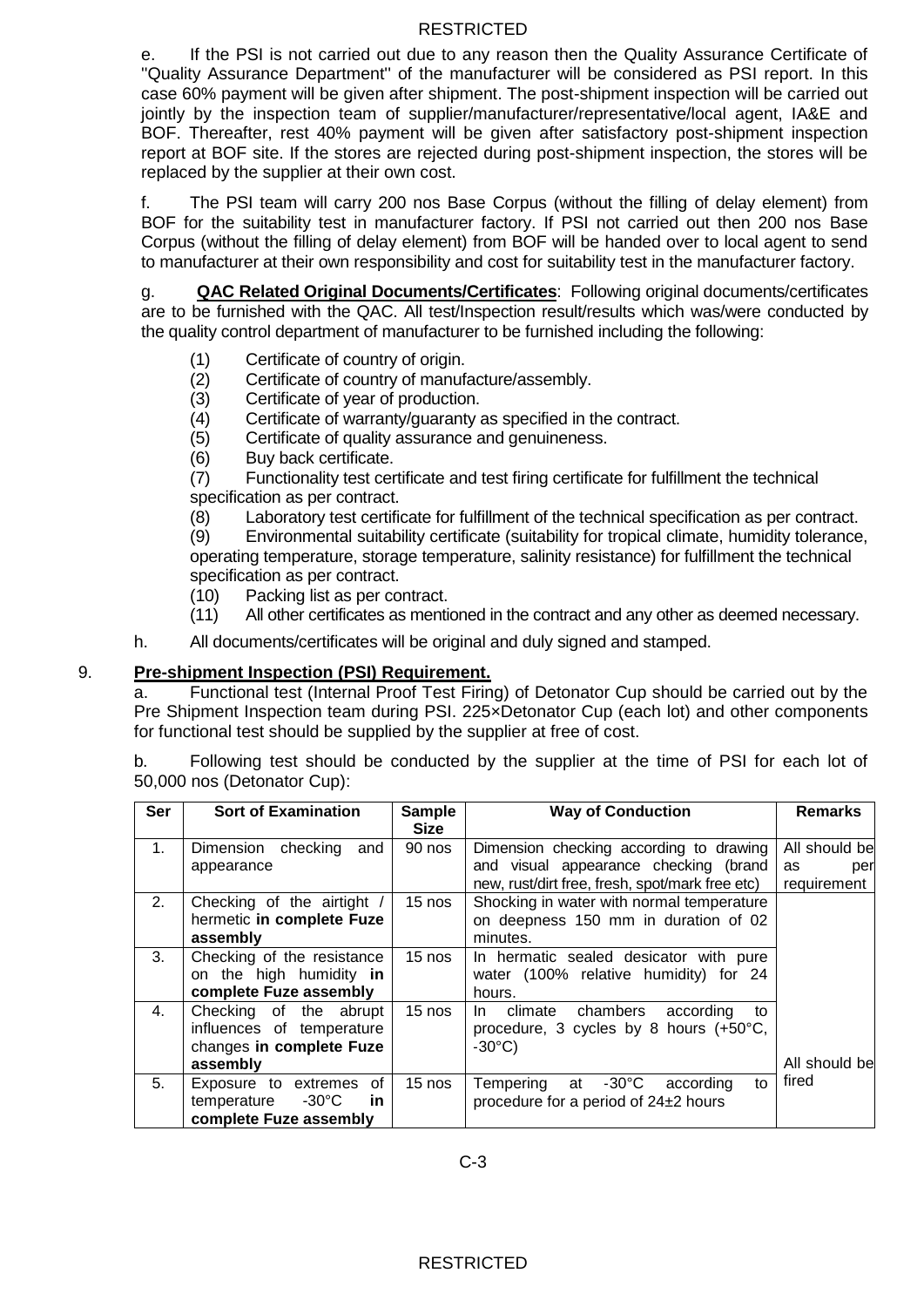e. If the PSI is not carried out due to any reason then the Quality Assurance Certificate of "Quality Assurance Department" of the manufacturer will be considered as PSI report. In this case 60% payment will be given after shipment. The post-shipment inspection will be carried out jointly by the inspection team of supplier/manufacturer/representative/local agent, IA&E and BOF. Thereafter, rest 40% payment will be given after satisfactory post-shipment inspection report at BOF site. If the stores are rejected during post-shipment inspection, the stores will be replaced by the supplier at their own cost.

f. The PSI team will carry 200 nos Base Corpus (without the filling of delay element) from BOF for the suitability test in manufacturer factory. If PSI not carried out then 200 nos Base Corpus (without the filling of delay element) from BOF will be handed over to local agent to send to manufacturer at their own responsibility and cost for suitability test in the manufacturer factory.

g. **<u>QAC Related Original Documents/Certificates</u>**: Following original documents/certificates are to be furnished with the QAC. All test/Inspection result/results which was/were conducted by the quality control department of manufacturer to be furnished including the following:

(1) Certificate of country of origin.
(2) Certificate of country of manufacture/assembly.
(3) Certificate of year of production.
(4) Certificate of warranty/guaranty as specified in the contract.
(5) Certificate of quality assurance and genuineness.
(6) Buy back certificate.
(7) Functionality test certificate and test firing certificate for fulfillment the technical specification as per contract.
(8) Laboratory test certificate for fulfillment of the technical specification as per contract.
(9) Environmental suitability certificate (suitability for tropical climate, humidity tolerance, operating temperature, storage temperature, salinity resistance) for fulfillment the technical specification as per contract.
(10) Packing list as per contract.
(11) All other certificates as mentioned in the contract and any other as deemed necessary.

h. All documents/certificates will be original and duly signed and stamped.

9. **<u>Pre-shipment Inspection (PSI) Requirement.</u>**

a. Functional test (Internal Proof Test Firing) of Detonator Cup should be carried out by the Pre Shipment Inspection team during PSI. 225×Detonator Cup (each lot) and other components for functional test should be supplied by the supplier at free of cost.

b. Following test should be conducted by the supplier at the time of PSI for each lot of 50,000 nos (Detonator Cup):

| Ser | Sort of Examination | Sample Size | Way of Conduction | Remarks |
|---|---|---|---|---|
| 1. | Dimension checking and appearance | 90 nos | Dimension checking according to drawing and visual appearance checking (brand new, rust/dirt free, fresh, spot/mark free etc) | All should be as per requirement |
| 2. | Checking of the airtight / hermetic **in complete Fuze assembly** | 15 nos | Shocking in water with normal temperature on deepness 150 mm in duration of 02 minutes. | All should be fired |
| 3. | Checking of the resistance on the high humidity **in complete Fuze assembly** | 15 nos | In hermatic sealed desicator with pure water (100% relative humidity) for 24 hours. | |
| 4. | Checking of the abrupt influences of temperature changes **in complete Fuze assembly** | 15 nos | In climate chambers according to procedure, 3 cycles by 8 hours (+50°C, -30°C) | |
| 5. | Exposure to extremes of temperature -30°C **in complete Fuze assembly** | 15 nos | Tempering at -30°C according to procedure for a period of 24±2 hours | |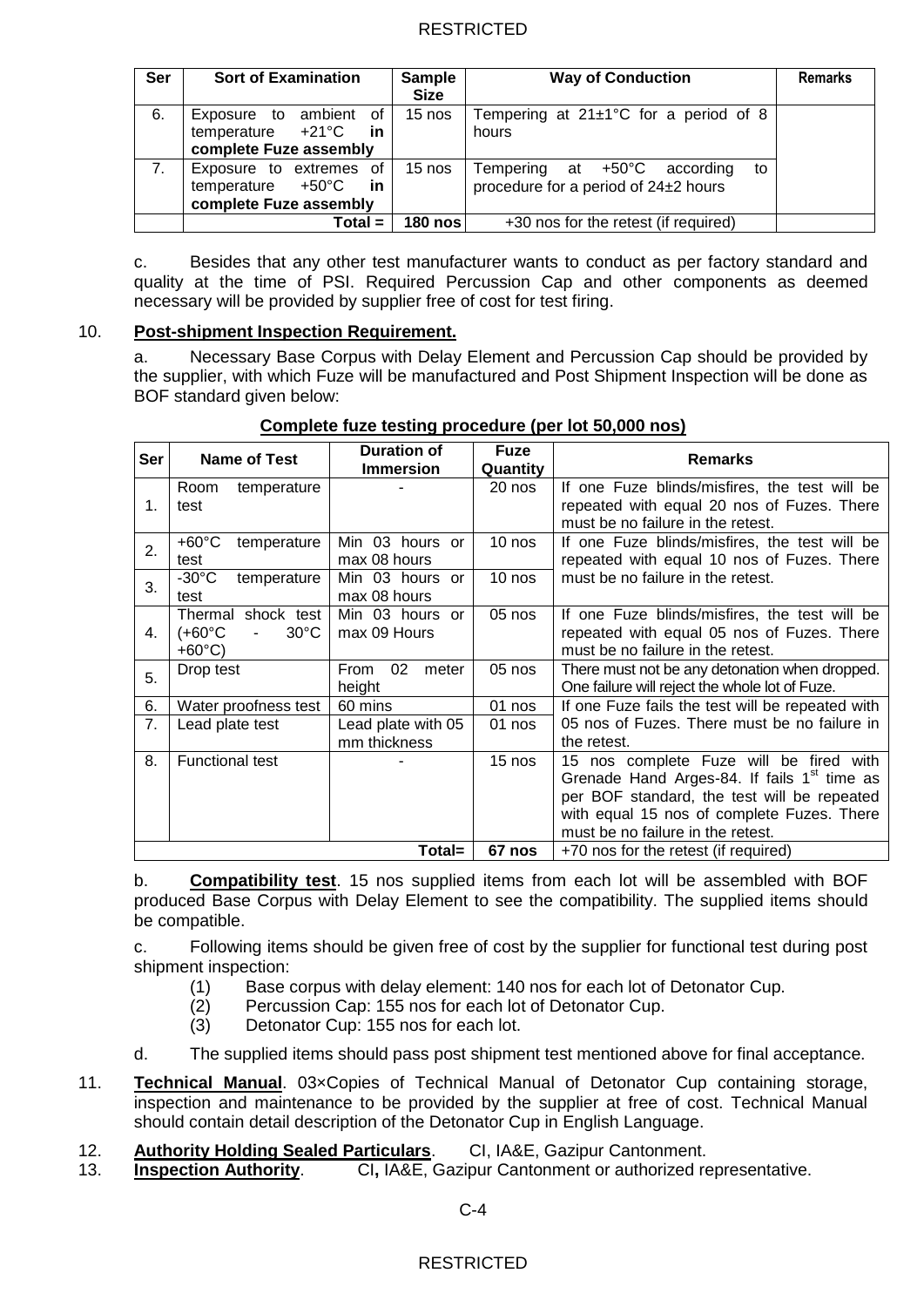| Ser | Sort of Examination | Sample Size | Way of Conduction | Remarks |
|---|---|---|---|---|
| 6. | Exposure to ambient of temperature +21°C **in complete Fuze assembly** | 15 nos | Tempering at 21±1°C for a period of 8 hours | |
| 7. | Exposure to extremes of temperature +50°C **in complete Fuze assembly** | 15 nos | Tempering at +50°C according to procedure for a period of 24±2 hours | |
| | **Total =** | **180 nos** | +30 nos for the retest (if required) | |

c. Besides that any other test manufacturer wants to conduct as per factory standard and quality at the time of PSI. Required Percussion Cap and other components as deemed necessary will be provided by supplier free of cost for test firing.

10. **Post-shipment Inspection Requirement.**

a. Necessary Base Corpus with Delay Element and Percussion Cap should be provided by the supplier, with which Fuze will be manufactured and Post Shipment Inspection will be done as BOF standard given below:

**Complete fuze testing procedure (per lot 50,000 nos)**

| Ser | Name of Test | Duration of Immersion | Fuze Quantity | Remarks |
|---|---|---|---|---|
| 1. | Room temperature test | - | 20 nos | If one Fuze blinds/misfires, the test will be repeated with equal 20 nos of Fuzes. There must be no failure in the retest. |
| 2. | +60°C temperature test | Min 03 hours or max 08 hours | 10 nos | If one Fuze blinds/misfires, the test will be repeated with equal 10 nos of Fuzes. There must be no failure in the retest. |
| 3. | -30°C temperature test | Min 03 hours or max 08 hours | 10 nos | |
| 4. | Thermal shock test (+60°C - 30°C +60°C) | Min 03 hours or max 09 Hours | 05 nos | If one Fuze blinds/misfires, the test will be repeated with equal 05 nos of Fuzes. There must be no failure in the retest. |
| 5. | Drop test | From 02 meter height | 05 nos | There must not be any detonation when dropped. One failure will reject the whole lot of Fuze. |
| 6. | Water proofness test | 60 mins | 01 nos | If one Fuze fails the test will be repeated with 05 nos of Fuzes. There must be no failure in the retest. |
| 7. | Lead plate test | Lead plate with 05 mm thickness | 01 nos | |
| 8. | Functional test | - | 15 nos | 15 nos complete Fuze will be fired with Grenade Hand Arges-84. If fails 1st time as per BOF standard, the test will be repeated with equal 15 nos of complete Fuzes. There must be no failure in the retest. |
| | | **Total=** | **67 nos** | +70 nos for the retest (if required) |

b. **Compatibility test**. 15 nos supplied items from each lot will be assembled with BOF produced Base Corpus with Delay Element to see the compatibility. The supplied items should be compatible.

c. Following items should be given free of cost by the supplier for functional test during post shipment inspection:

(1) Base corpus with delay element: 140 nos for each lot of Detonator Cup.
(2) Percussion Cap: 155 nos for each lot of Detonator Cup.
(3) Detonator Cup: 155 nos for each lot.

d. The supplied items should pass post shipment test mentioned above for final acceptance.

11. **Technical Manual**. 03×Copies of Technical Manual of Detonator Cup containing storage, inspection and maintenance to be provided by the supplier at free of cost. Technical Manual should contain detail description of the Detonator Cup in English Language.

12. **Authority Holding Sealed Particulars**. CI, IA&E, Gazipur Cantonment.
13. **Inspection Authority**. CI**,** IA&E, Gazipur Cantonment or authorized representative.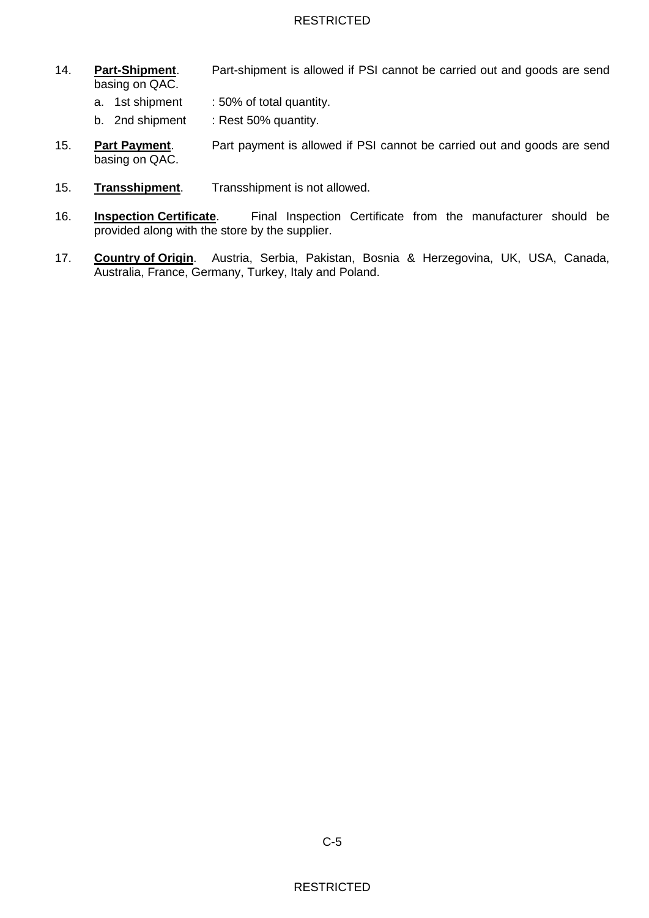14. **Part-Shipment**. Part-shipment is allowed if PSI cannot be carried out and goods are send basing on QAC.

    a. 1st shipment : 50% of total quantity.

    b. 2nd shipment : Rest 50% quantity.

15. **Part Payment**. Part payment is allowed if PSI cannot be carried out and goods are send basing on QAC.

15. **Transshipment**. Transshipment is not allowed.

16. **Inspection Certificate**. Final Inspection Certificate from the manufacturer should be provided along with the store by the supplier.

17. **Country of Origin**. Austria, Serbia, Pakistan, Bosnia & Herzegovina, UK, USA, Canada, Australia, France, Germany, Turkey, Italy and Poland.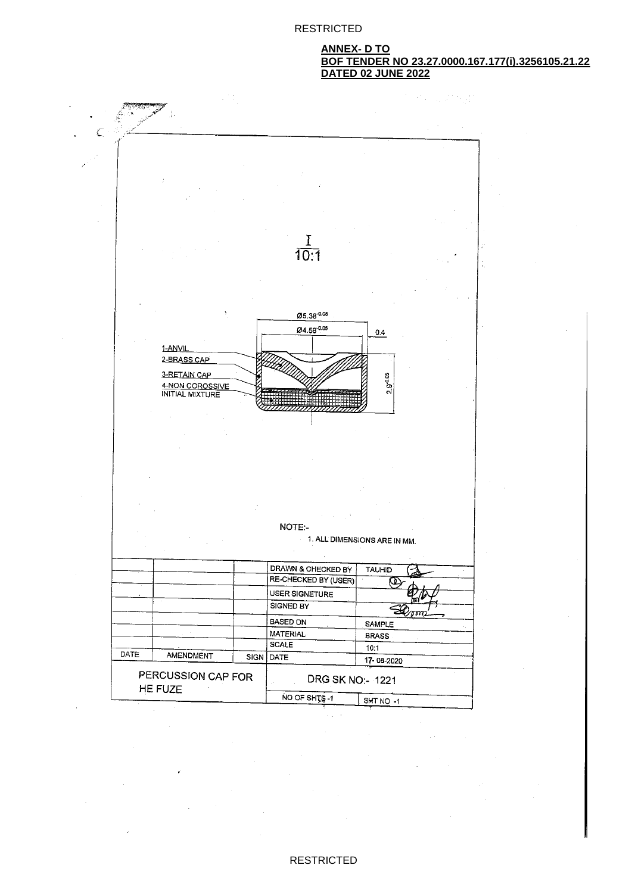**ANNEX- D TO**
**BOF TENDER NO 23.27.0000.167.177(i).3256105.21.22**
**DATED 02 JUNE 2022**

I
10:1

Ø5.38$^{-0.05}$

Ø4.58$^{-0.05}$

0.4

2.9$^{-0.05}$

1-ANVIL
2-BRASS CAP
3-RETAIN CAP
4-NON COROSSIVE INITIAL MIXTURE

NOTE:-

1. ALL DIMENSIONS ARE IN MM.

| | | | DRAWN & CHECKED BY | TAUHID |
|---|---|---|---|---|
| | | | RE-CHECKED BY (USER) | |
| | | | USER SIGNETURE | |
| | | | SIGNED BY | |
| | | | BASED ON | SAMPLE |
| | | | MATERIAL | BRASS |
| | | | SCALE | 10:1 |
| DATE | AMENDMENT | SIGN | DATE | 17-08-2020 |
| PERCUSSION CAP FOR HE FUZE | | | DRG SK NO:- 1221 | |
| | | | NO OF SHTS -1 | SHT NO -1 |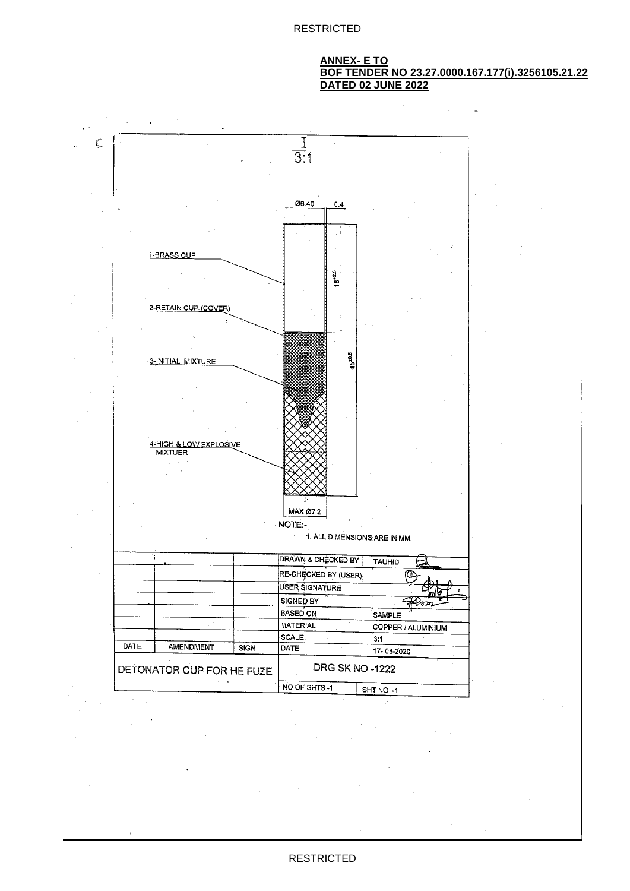**ANNEX- E TO**
**BOF TENDER NO 23.27.0000.167.177(i).3256105.21.22**
**DATED 02 JUNE 2022**

I
3:1

Ø6.40

0.4

1-BRASS CUP

$18^{\pm 2.5}$

2-RETAIN CUP (COVER)

3-INITIAL MIXTURE

$45^{\pm 0.5}$

4-HIGH & LOW EXPLOSIVE MIXTUER

MAX Ø7.2

NOTE:-

1. ALL DIMENSIONS ARE IN MM.

| | | | | |
|---|---|---|---|---|
| | | | DRAWN & CHECKED BY | TAUHID |
| | | | RE-CHECKED BY (USER) | |
| | | | USER SIGNATURE | |
| | | | SIGNED BY | |
| | | | BASED ON | SAMPLE |
| | | | MATERIAL | COPPER / ALUMINIUM |
| | | | SCALE | 3:1 |
| DATE | AMENDMENT | SIGN | DATE | 17-08-2020 |
| DETONATOR CUP FOR HE FUZE | | | DRG SK NO -1222 | |
| | | | NO OF SHTS -1 | SHT NO -1 |